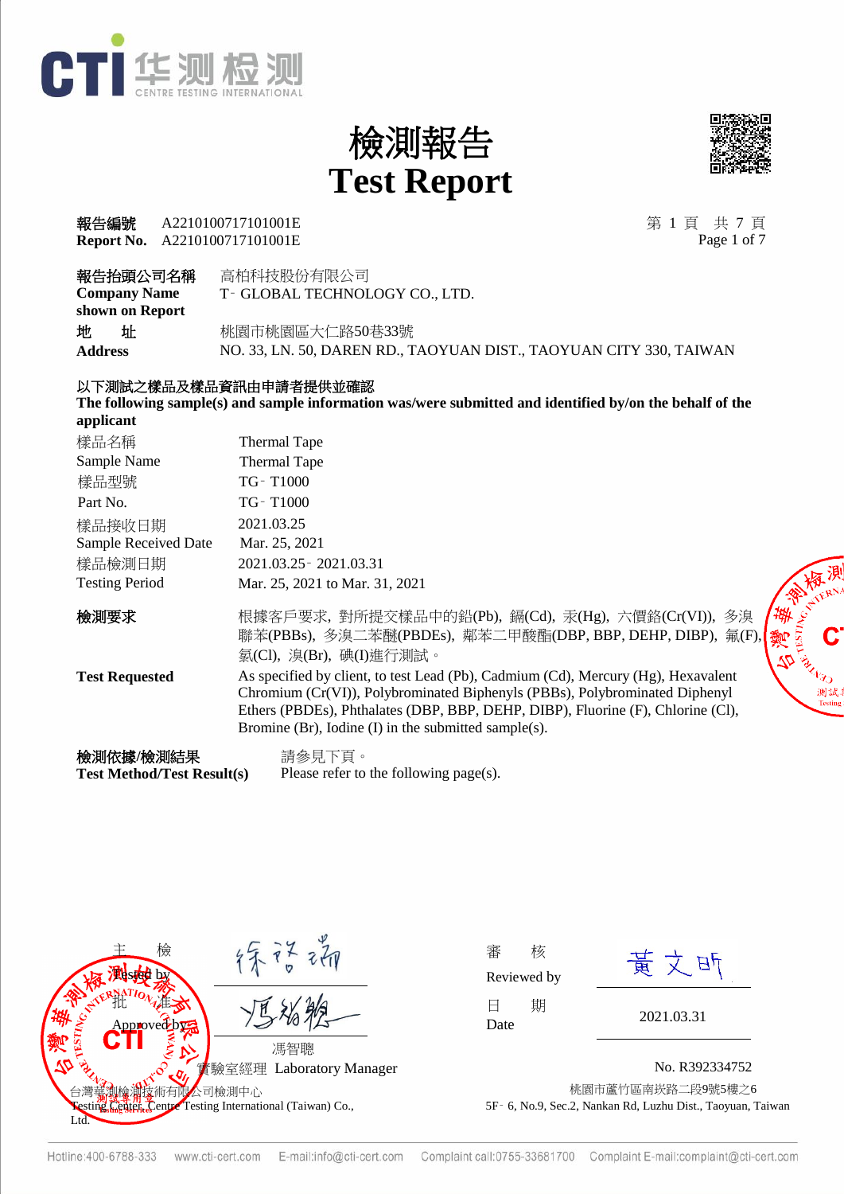CTI 华测检测 CENTRE TESTING INTERNATIONAL

# 檢測報告
# Test Report

**報告編號** A2210100717101001E
**Report No.** A2210100717101001E

| | |
|---|---|
| **報告抬頭公司名稱 Company Name shown on Report** | 高柏科技股份有限公司 T- GLOBAL TECHNOLOGY CO., LTD. |
| **地　址 Address** | 桃園市桃園區大仁路50巷33號 NO. 33, LN. 50, DAREN RD., TAOYUAN DIST., TAOYUAN CITY 330, TAIWAN |

**以下測試之樣品及樣品資訊由申請者提供並確認**
**The following sample(s) and sample information was/were submitted and identified by/on the behalf of the applicant**

| | |
|---|---|
| 樣品名稱 | Thermal Tape |
| Sample Name | Thermal Tape |
| 樣品型號 | TG- T1000 |
| Part No. | TG- T1000 |
| 樣品接收日期 | 2021.03.25 |
| Sample Received Date | Mar. 25, 2021 |
| 樣品檢測日期 | 2021.03.25- 2021.03.31 |
| Testing Period | Mar. 25, 2021 to Mar. 31, 2021 |

**檢測要求** 根據客戶要求，對所提交樣品中的鉛(Pb)，鎘(Cd)，汞(Hg)，六價鉻(Cr(VI))，多溴聯苯(PBBs)，多溴二苯醚(PBDEs)，鄰苯二甲酸酯(DBP, BBP, DEHP, DIBP)，氟(F)，氯(Cl)，溴(Br)，碘(I)進行測試。

**Test Requested** As specified by client, to test Lead (Pb), Cadmium (Cd), Mercury (Hg), Hexavalent Chromium (Cr(VI)), Polybrominated Biphenyls (PBBs), Polybrominated Diphenyl Ethers (PBDEs), Phthalates (DBP, BBP, DEHP, DIBP), Fluorine (F), Chlorine (Cl), Bromine (Br), Iodine (I) in the submitted sample(s).

**檢測依據/檢測結果** 請參見下頁。
**Test Method/Test Result(s)** Please refer to the following page(s).

主　檢 Tested by: 徐啓瑞
批　准 Approved by: 馮智聰
馮智聰
實驗室經理 Laboratory Manager

審　核 Reviewed by: 黃文昕
日　期 Date: 2021.03.31

台灣華測檢測技術有限公司檢測中心
Testing Center, Centre Testing International (Taiwan) Co., Ltd.

No. R392334752
桃園市蘆竹區南崁路二段9號5樓之6
5F- 6, No.9, Sec.2, Nankan Rd, Luzhu Dist., Taoyuan, Taiwan

Hotline:400-6788-333　www.cti-cert.com　E-mail:info@cti-cert.com　Complaint call:0755-33681700　Complaint E-mail:complaint@cti-cert.com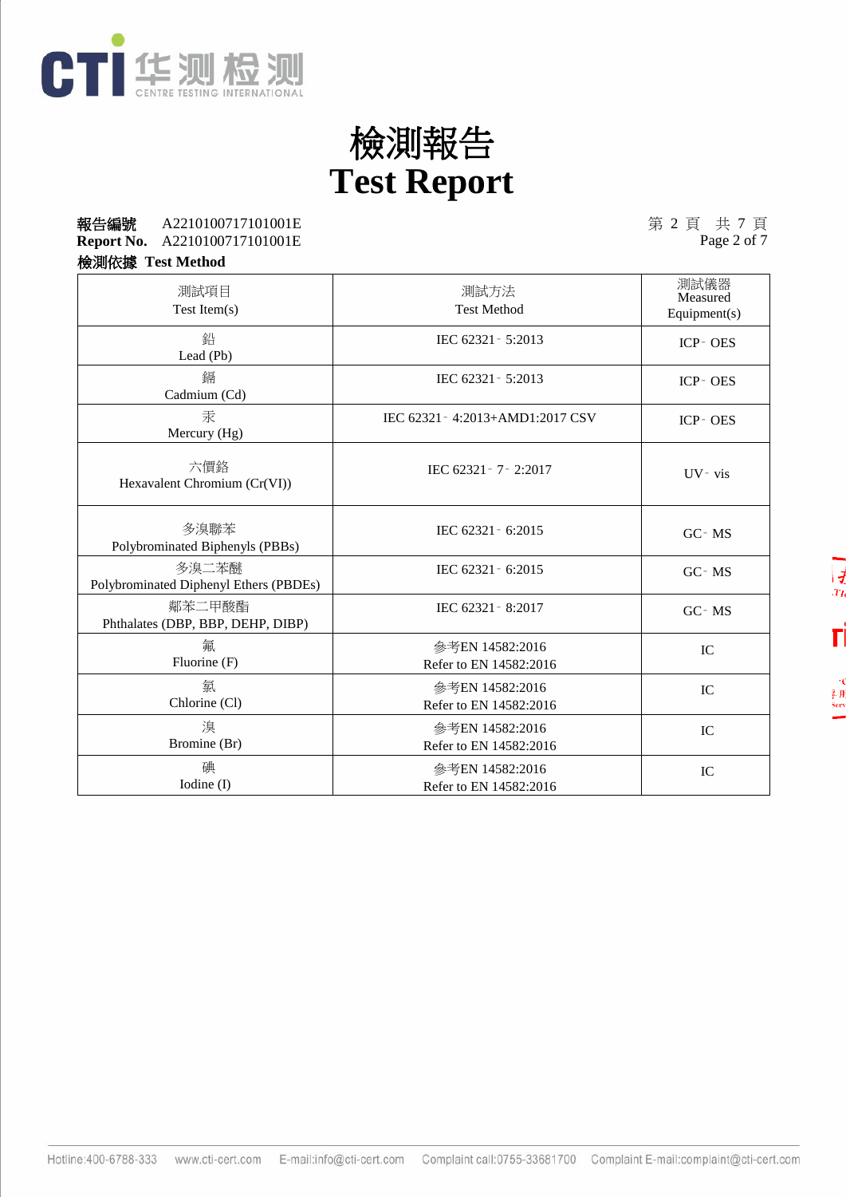# 檢測報告
# Test Report

**報告編號** A2210100717101001E
**Report No.** A2210100717101001E

**檢測依據 Test Method**

| 測試項目 Test Item(s) | 測試方法 Test Method | 測試儀器 Measured Equipment(s) |
|---|---|---|
| 鉛 Lead (Pb) | IEC 62321 - 5:2013 | ICP - OES |
| 鎘 Cadmium (Cd) | IEC 62321 - 5:2013 | ICP - OES |
| 汞 Mercury (Hg) | IEC 62321 - 4:2013+AMD1:2017 CSV | ICP - OES |
| 六價鉻 Hexavalent Chromium (Cr(VI)) | IEC 62321 - 7 - 2:2017 | UV - vis |
| 多溴聯苯 Polybrominated Biphenyls (PBBs) | IEC 62321 - 6:2015 | GC - MS |
| 多溴二苯醚 Polybrominated Diphenyl Ethers (PBDEs) | IEC 62321 - 6:2015 | GC - MS |
| 鄰苯二甲酸酯 Phthalates (DBP, BBP, DEHP, DIBP) | IEC 62321 - 8:2017 | GC - MS |
| 氟 Fluorine (F) | 參考EN 14582:2016 Refer to EN 14582:2016 | IC |
| 氯 Chlorine (Cl) | 參考EN 14582:2016 Refer to EN 14582:2016 | IC |
| 溴 Bromine (Br) | 參考EN 14582:2016 Refer to EN 14582:2016 | IC |
| 碘 Iodine (I) | 參考EN 14582:2016 Refer to EN 14582:2016 | IC |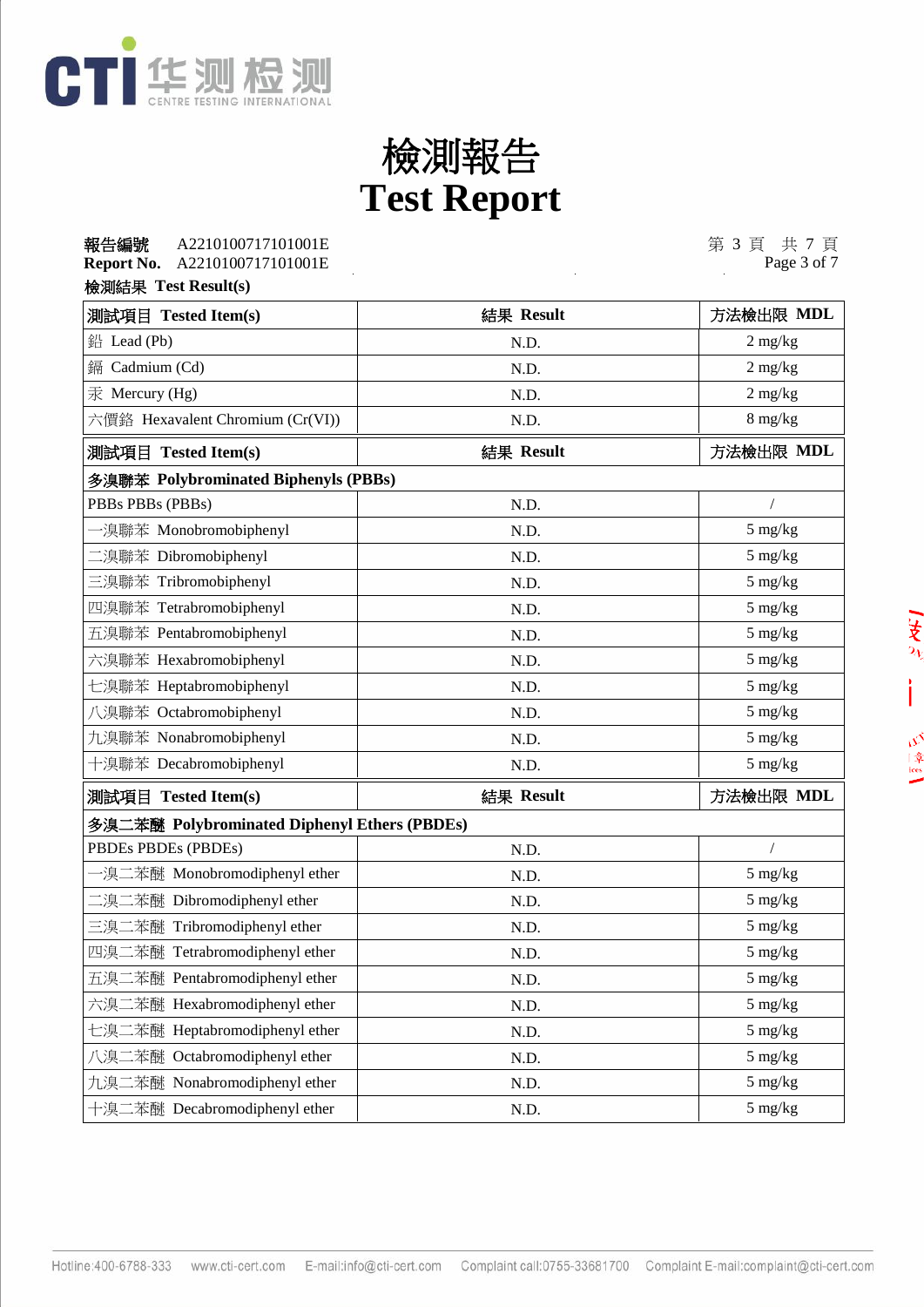# 檢測報告
# Test Report

**報告編號** A2210100717101001E
**Report No.** A2210100717101001E

**檢測結果 Test Result(s)**

| **測試項目 Tested Item(s)** | **結果 Result** | **方法檢出限 MDL** |
|---|---|---|
| 鉛 Lead (Pb) | N.D. | 2 mg/kg |
| 鎘 Cadmium (Cd) | N.D. | 2 mg/kg |
| 汞 Mercury (Hg) | N.D. | 2 mg/kg |
| 六價鉻 Hexavalent Chromium (Cr(VI)) | N.D. | 8 mg/kg |

| **測試項目 Tested Item(s)** | **結果 Result** | **方法檢出限 MDL** |
|---|---|---|
| **多溴聯苯 Polybrominated Biphenyls (PBBs)** | | |
| PBBs PBBs (PBBs) | N.D. | / |
| 一溴聯苯 Monobromobiphenyl | N.D. | 5 mg/kg |
| 二溴聯苯 Dibromobiphenyl | N.D. | 5 mg/kg |
| 三溴聯苯 Tribromobiphenyl | N.D. | 5 mg/kg |
| 四溴聯苯 Tetrabromobiphenyl | N.D. | 5 mg/kg |
| 五溴聯苯 Pentabromobiphenyl | N.D. | 5 mg/kg |
| 六溴聯苯 Hexabromobiphenyl | N.D. | 5 mg/kg |
| 七溴聯苯 Heptabromobiphenyl | N.D. | 5 mg/kg |
| 八溴聯苯 Octabromobiphenyl | N.D. | 5 mg/kg |
| 九溴聯苯 Nonabromobiphenyl | N.D. | 5 mg/kg |
| 十溴聯苯 Decabromobiphenyl | N.D. | 5 mg/kg |

| **測試項目 Tested Item(s)** | **結果 Result** | **方法檢出限 MDL** |
|---|---|---|
| **多溴二苯醚 Polybrominated Diphenyl Ethers (PBDEs)** | | |
| PBDEs PBDEs (PBDEs) | N.D. | / |
| 一溴二苯醚 Monobromodiphenyl ether | N.D. | 5 mg/kg |
| 二溴二苯醚 Dibromodiphenyl ether | N.D. | 5 mg/kg |
| 三溴二苯醚 Tribromodiphenyl ether | N.D. | 5 mg/kg |
| 四溴二苯醚 Tetrabromodiphenyl ether | N.D. | 5 mg/kg |
| 五溴二苯醚 Pentabromodiphenyl ether | N.D. | 5 mg/kg |
| 六溴二苯醚 Hexabromodiphenyl ether | N.D. | 5 mg/kg |
| 七溴二苯醚 Heptabromodiphenyl ether | N.D. | 5 mg/kg |
| 八溴二苯醚 Octabromodiphenyl ether | N.D. | 5 mg/kg |
| 九溴二苯醚 Nonabromodiphenyl ether | N.D. | 5 mg/kg |
| 十溴二苯醚 Decabromodiphenyl ether | N.D. | 5 mg/kg |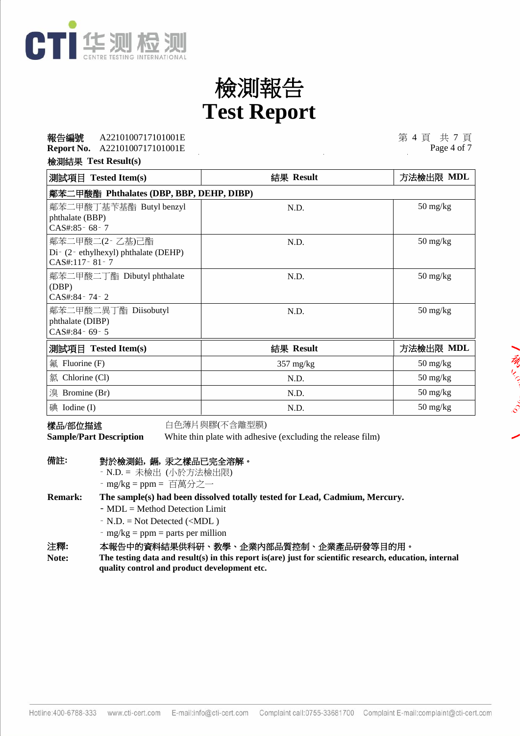# 檢測報告
# Test Report

**報告編號** A2210100717101001E
**Report No.** A2210100717101001E

**檢測結果 Test Result(s)**

| 測試項目 Tested Item(s) | 結果 Result | 方法檢出限 MDL |
|---|---|---|
| **鄰苯二甲酸酯 Phthalates (DBP, BBP, DEHP, DIBP)** | | |
| 鄰苯二甲酸丁基芐基酯 Butyl benzyl phthalate (BBP) CAS#:85-68-7 | N.D. | 50 mg/kg |
| 鄰苯二甲酸二(2-乙基)己酯 Di-(2-ethylhexyl) phthalate (DEHP) CAS#:117-81-7 | N.D. | 50 mg/kg |
| 鄰苯二甲酸二丁酯 Dibutyl phthalate (DBP) CAS#:84-74-2 | N.D. | 50 mg/kg |
| 鄰苯二甲酸二異丁酯 Diisobutyl phthalate (DIBP) CAS#:84-69-5 | N.D. | 50 mg/kg |

| 測試項目 Tested Item(s) | 結果 Result | 方法檢出限 MDL |
|---|---|---|
| 氟 Fluorine (F) | 357 mg/kg | 50 mg/kg |
| 氯 Chlorine (Cl) | N.D. | 50 mg/kg |
| 溴 Bromine (Br) | N.D. | 50 mg/kg |
| 碘 Iodine (I) | N.D. | 50 mg/kg |

**樣品/部位描述** 白色薄片與膠(不含離型膜)
**Sample/Part Description** White thin plate with adhesive (excluding the release film)

**備註:** **對於檢測鉛，鎘，汞之樣品已完全溶解。**
- N.D. = 未檢出 (小於方法檢出限)
- mg/kg = ppm = 百萬分之一

**Remark:** **The sample(s) had been dissolved totally tested for Lead, Cadmium, Mercury.**
- MDL = Method Detection Limit
- N.D. = Not Detected (<MDL )
- mg/kg = ppm = parts per million

**注釋:** **本報告中的資料結果供科研、教學、企業內部品質控制、企業產品研發等目的用。**
**Note:** **The testing data and result(s) in this report is(are) just for scientific research, education, internal quality control and product development etc.**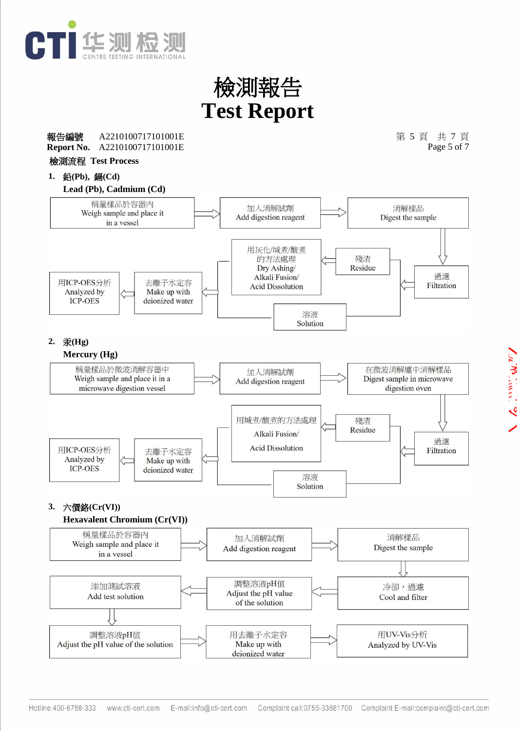# 檢測報告
# Test Report

**報告編號** A2210100717101001E
**Report No.** A2210100717101001E

**檢測流程 Test Process**

**1. 鉛(Pb), 鎘(Cd)**
**Lead (Pb), Cadmium (Cd)**

稱量樣品於容器內 Weigh sample and place it in a vessel → 加入消解試劑 Add digestion reagent → 消解樣品 Digest the sample → 過濾 Filtration

- 殘渣 Residue → 用灰化/堿煮/酸煮的方法處理 Dry Ashing/ Alkali Fusion/ Acid Dissolution → 去離子水定容 Make up with deionized water
- 溶液 Solution → 去離子水定容 Make up with deionized water

去離子水定容 Make up with deionized water → 用ICP-OES分析 Analyzed by ICP-OES

**2. 汞(Hg)**
**Mercury (Hg)**

稱量樣品於微波消解容器中 Weigh sample and place it in a microwave digestion vessel → 加入消解試劑 Add digestion reagent → 在微波消解爐中消解樣品 Digest sample in microwave digestion oven → 過濾 Filtration

- 殘渣 Residue → 用堿煮/酸煮的方法處理 Alkali Fusion/ Acid Dissolution → 去離子水定容 Make up with deionized water
- 溶液 Solution → 去離子水定容 Make up with deionized water

去離子水定容 Make up with deionized water → 用ICP-OES分析 Analyzed by ICP-OES

**3. 六價鉻(Cr(VI))**
**Hexavalent Chromium (Cr(VI))**

稱量樣品於容器內 Weigh sample and place it in a vessel → 加入消解試劑 Add digestion reagent → 消解樣品 Digest the sample → 冷卻，過濾 Cool and filter → 調整溶液pH值 Adjust the pH value of the solution → 添加測試溶液 Add test solution → 調整溶液pH值 Adjust the pH value of the solution → 用去離子水定容 Make up with deionized water → 用UV-Vis分析 Analyzed by UV-Vis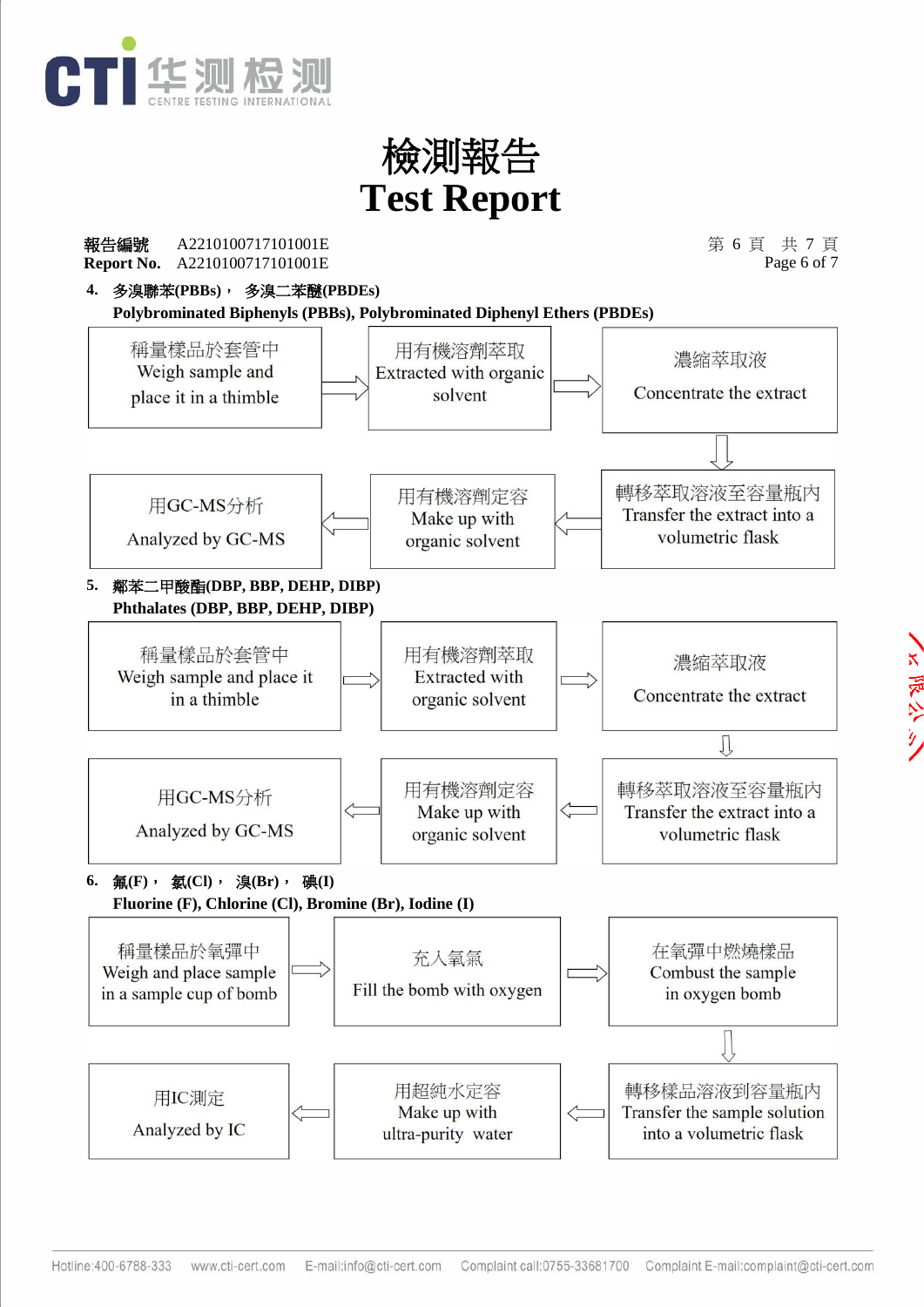# 檢測報告
# Test Report

報告編號 A22101007171001E
Report No. A22101007171001E

**4. 多溴聯苯(PBBs)，多溴二苯醚(PBDEs)**
**Polybrominated Biphenyls (PBBs), Polybrominated Diphenyl Ethers (PBDEs)**

稱量樣品於套管中 Weigh sample and place it in a thimble → 用有機溶劑萃取 Extracted with organic solvent → 濃縮萃取液 Concentrate the extract → 轉移萃取溶液至容量瓶內 Transfer the extract into a volumetric flask → 用有機溶劑定容 Make up with organic solvent → 用GC-MS分析 Analyzed by GC-MS

**5. 鄰苯二甲酸酯(DBP, BBP, DEHP, DIBP)**
**Phthalates (DBP, BBP, DEHP, DIBP)**

稱量樣品於套管中 Weigh sample and place it in a thimble → 用有機溶劑萃取 Extracted with organic solvent → 濃縮萃取液 Concentrate the extract → 轉移萃取溶液至容量瓶內 Transfer the extract into a volumetric flask → 用有機溶劑定容 Make up with organic solvent → 用GC-MS分析 Analyzed by GC-MS

**6. 氟(F)，氯(Cl)，溴(Br)，碘(I)**
**Fluorine (F), Chlorine (Cl), Bromine (Br), Iodine (I)**

稱量樣品於氧彈中 Weigh and place sample in a sample cup of bomb → 充入氧氣 Fill the bomb with oxygen → 在氧彈中燃燒樣品 Combust the sample in oxygen bomb → 轉移樣品溶液到容量瓶內 Transfer the sample solution into a volumetric flask → 用超純水定容 Make up with ultra-purity water → 用IC測定 Analyzed by IC

Hotline:400-6788-333 www.cti-cert.com E-mail:info@cti-cert.com Complaint call:0755-33681700 Complaint E-mail:complaint@cti-cert.com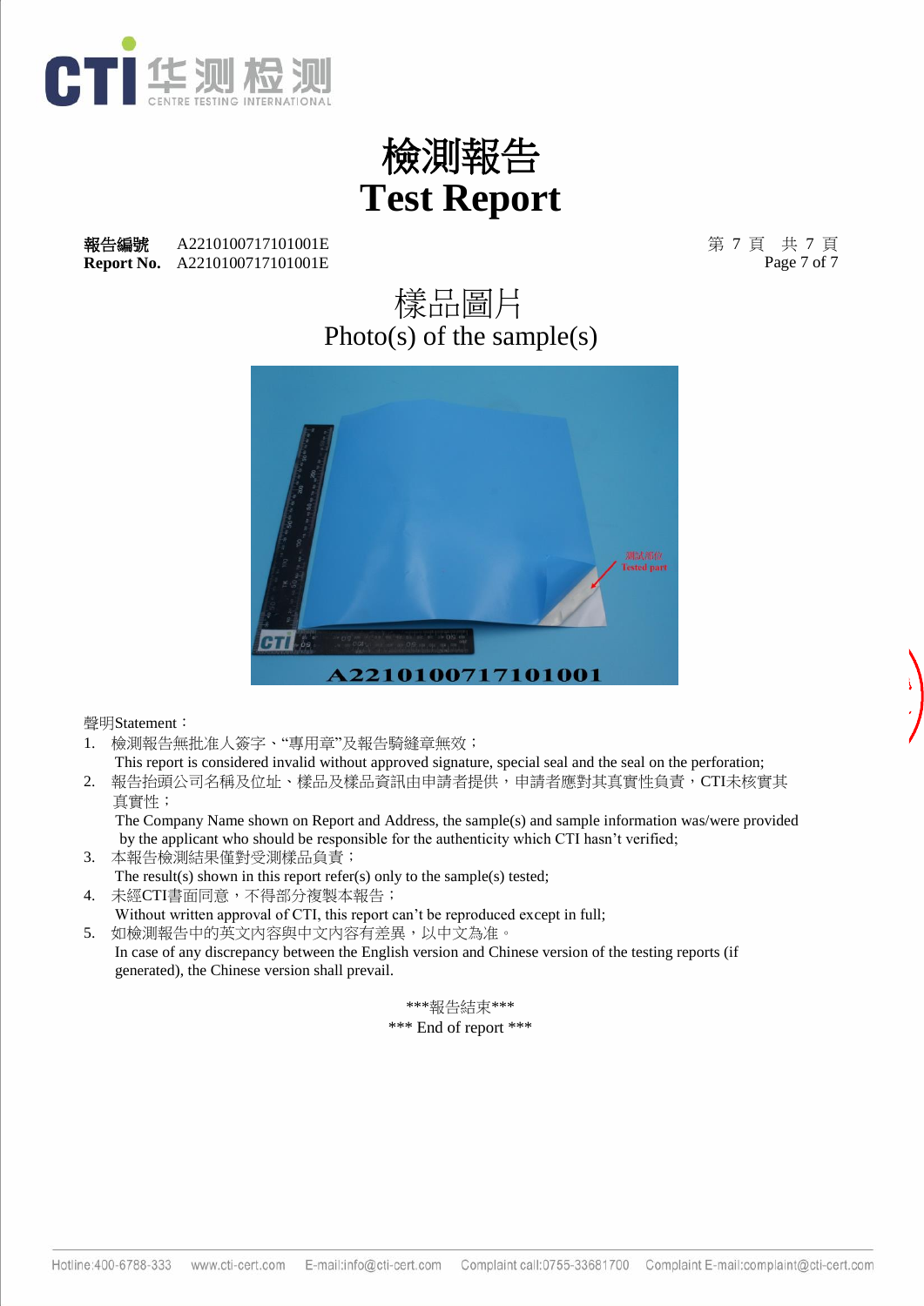# 檢測報告
# Test Report

**報告編號** A2210100717101001E
**Report No.** A2210100717101001E

## 樣品圖片
## Photo(s) of the sample(s)

聲明Statement：

1. 檢測報告無批准人簽字、"專用章"及報告騎縫章無效；
   This report is considered invalid without approved signature, special seal and the seal on the perforation;
2. 報告抬頭公司名稱及位址、樣品及樣品資訊由申請者提供，申請者應對其真實性負責，CTI未核實其真實性；
   The Company Name shown on Report and Address, the sample(s) and sample information was/were provided by the applicant who should be responsible for the authenticity which CTI hasn't verified;
3. 本報告檢測結果僅對受測樣品負責；
   The result(s) shown in this report refer(s) only to the sample(s) tested;
4. 未經CTI書面同意，不得部分複製本報告；
   Without written approval of CTI, this report can't be reproduced except in full;
5. 如檢測報告中的英文內容與中文內容有差異，以中文為准。
   In case of any discrepancy between the English version and Chinese version of the testing reports (if generated), the Chinese version shall prevail.

***報告結束***
*** End of report ***